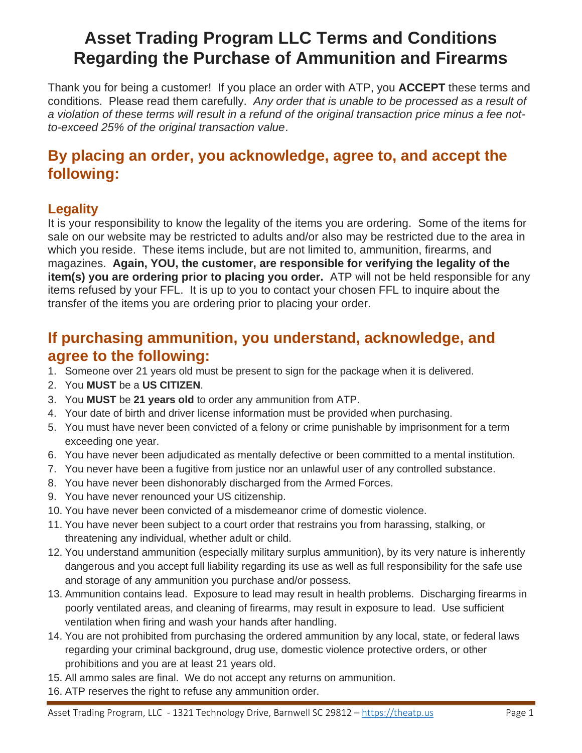# Asset Trading Program LLC Terms and Conditions Regarding the Purchase of Ammunition and Firearms

Thank you for being a customer! If you place an order with ATP, you **ACCEPT** these terms and conditions. Please read them carefully. *Any order that is unable to be processed as a result of a violation of these terms will result in a refund of the original transaction price minus a fee not-to-exceed 25% of the original transaction value*.

## By placing an order, you acknowledge, agree to, and accept the following:

### Legality

It is your responsibility to know the legality of the items you are ordering. Some of the items for sale on our website may be restricted to adults and/or also may be restricted due to the area in which you reside. These items include, but are not limited to, ammunition, firearms, and magazines. **Again, YOU, the customer, are responsible for verifying the legality of the item(s) you are ordering prior to placing you order.** ATP will not be held responsible for any items refused by your FFL. It is up to you to contact your chosen FFL to inquire about the transfer of the items you are ordering prior to placing your order.

## If purchasing ammunition, you understand, acknowledge, and agree to the following:

1. Someone over 21 years old must be present to sign for the package when it is delivered.
2. You **MUST** be a **US CITIZEN**.
3. You **MUST** be **21 years old** to order any ammunition from ATP.
4. Your date of birth and driver license information must be provided when purchasing.
5. You must have never been convicted of a felony or crime punishable by imprisonment for a term exceeding one year.
6. You have never been adjudicated as mentally defective or been committed to a mental institution.
7. You never have been a fugitive from justice nor an unlawful user of any controlled substance.
8. You have never been dishonorably discharged from the Armed Forces.
9. You have never renounced your US citizenship.
10. You have never been convicted of a misdemeanor crime of domestic violence.
11. You have never been subject to a court order that restrains you from harassing, stalking, or threatening any individual, whether adult or child.
12. You understand ammunition (especially military surplus ammunition), by its very nature is inherently dangerous and you accept full liability regarding its use as well as full responsibility for the safe use and storage of any ammunition you purchase and/or possess.
13. Ammunition contains lead. Exposure to lead may result in health problems. Discharging firearms in poorly ventilated areas, and cleaning of firearms, may result in exposure to lead. Use sufficient ventilation when firing and wash your hands after handling.
14. You are not prohibited from purchasing the ordered ammunition by any local, state, or federal laws regarding your criminal background, drug use, domestic violence protective orders, or other prohibitions and you are at least 21 years old.
15. All ammo sales are final. We do not accept any returns on ammunition.
16. ATP reserves the right to refuse any ammunition order.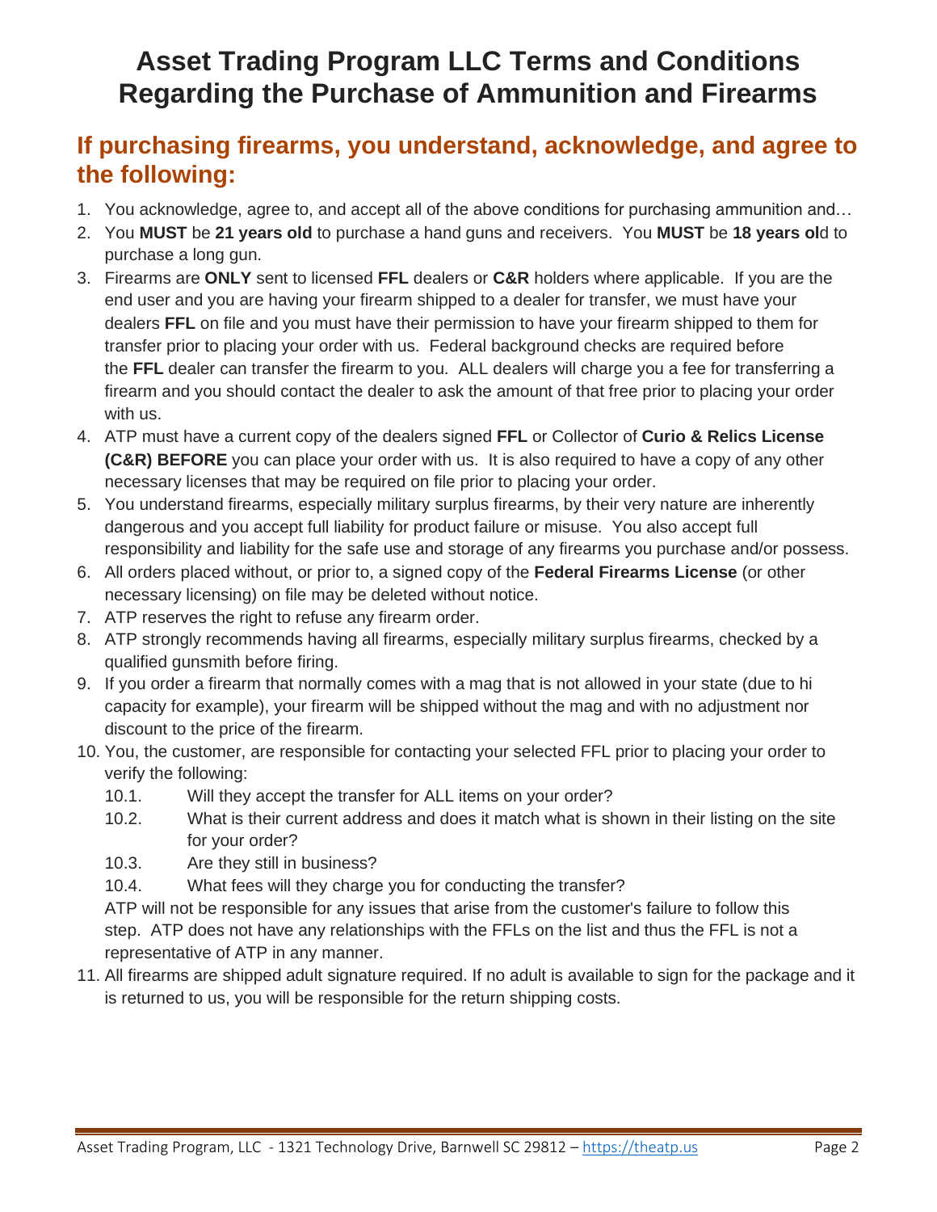# Asset Trading Program LLC Terms and Conditions Regarding the Purchase of Ammunition and Firearms

## If purchasing firearms, you understand, acknowledge, and agree to the following:

1. You acknowledge, agree to, and accept all of the above conditions for purchasing ammunition and…
2. You **MUST** be **21 years old** to purchase a hand guns and receivers. You **MUST** be **18 years ol**d to purchase a long gun.
3. Firearms are **ONLY** sent to licensed **FFL** dealers or **C&R** holders where applicable. If you are the end user and you are having your firearm shipped to a dealer for transfer, we must have your dealers **FFL** on file and you must have their permission to have your firearm shipped to them for transfer prior to placing your order with us. Federal background checks are required before the **FFL** dealer can transfer the firearm to you. ALL dealers will charge you a fee for transferring a firearm and you should contact the dealer to ask the amount of that free prior to placing your order with us.
4. ATP must have a current copy of the dealers signed **FFL** or Collector of **Curio & Relics License (C&R) BEFORE** you can place your order with us. It is also required to have a copy of any other necessary licenses that may be required on file prior to placing your order.
5. You understand firearms, especially military surplus firearms, by their very nature are inherently dangerous and you accept full liability for product failure or misuse. You also accept full responsibility and liability for the safe use and storage of any firearms you purchase and/or possess.
6. All orders placed without, or prior to, a signed copy of the **Federal Firearms License** (or other necessary licensing) on file may be deleted without notice.
7. ATP reserves the right to refuse any firearm order.
8. ATP strongly recommends having all firearms, especially military surplus firearms, checked by a qualified gunsmith before firing.
9. If you order a firearm that normally comes with a mag that is not allowed in your state (due to hi capacity for example), your firearm will be shipped without the mag and with no adjustment nor discount to the price of the firearm.
10. You, the customer, are responsible for contacting your selected FFL prior to placing your order to verify the following:
    - 10.1. Will they accept the transfer for ALL items on your order?
    - 10.2. What is their current address and does it match what is shown in their listing on the site for your order?
    - 10.3. Are they still in business?
    - 10.4. What fees will they charge you for conducting the transfer?

    ATP will not be responsible for any issues that arise from the customer's failure to follow this step. ATP does not have any relationships with the FFLs on the list and thus the FFL is not a representative of ATP in any manner.
11. All firearms are shipped adult signature required. If no adult is available to sign for the package and it is returned to us, you will be responsible for the return shipping costs.